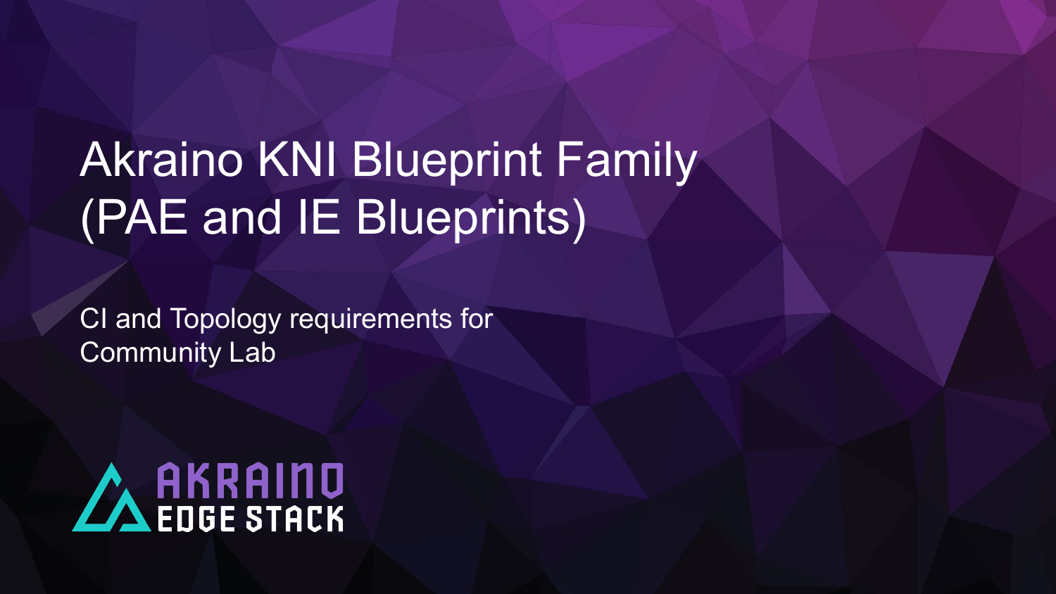# Akraino KNI Blueprint Family (PAE and IE Blueprints)

CI and Topology requirements for Community Lab

AKRAINO EDGE STACK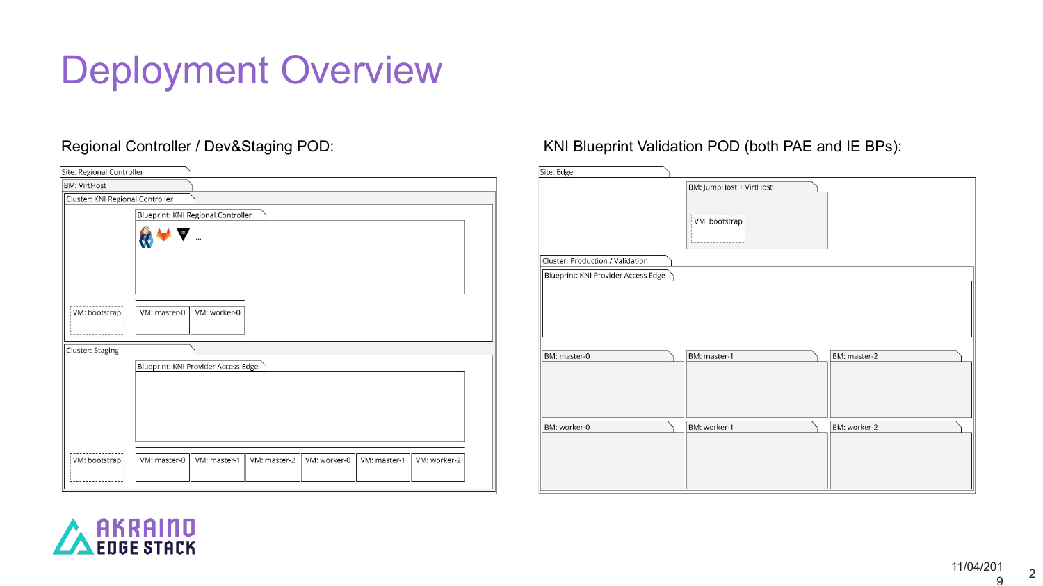# Deployment Overview

## Regional Controller / Dev&Staging POD:

- Site: Regional Controller
  - BM: VirtHost
    - Cluster: KNI Regional Controller
      - Blueprint: KNI Regional Controller
        - …
      - VM: bootstrap
      - VM: master-0
      - VM: worker-0
    - Cluster: Staging
      - Blueprint: KNI Provider Access Edge
      - VM: bootstrap
      - VM: master-0
      - VM: master-1
      - VM: master-2
      - VM: worker-0
      - VM: master-1
      - VM: worker-2

## KNI Blueprint Validation POD (both PAE and IE BPs):

- Site: Edge
  - BM: JumpHost + VirtHost
    - VM: bootstrap
  - Cluster: Production / Validation
    - Blueprint: KNI Provider Access Edge
    - BM: master-0
    - BM: master-1
    - BM: master-2
    - BM: worker-0
    - BM: worker-1
    - BM: worker-2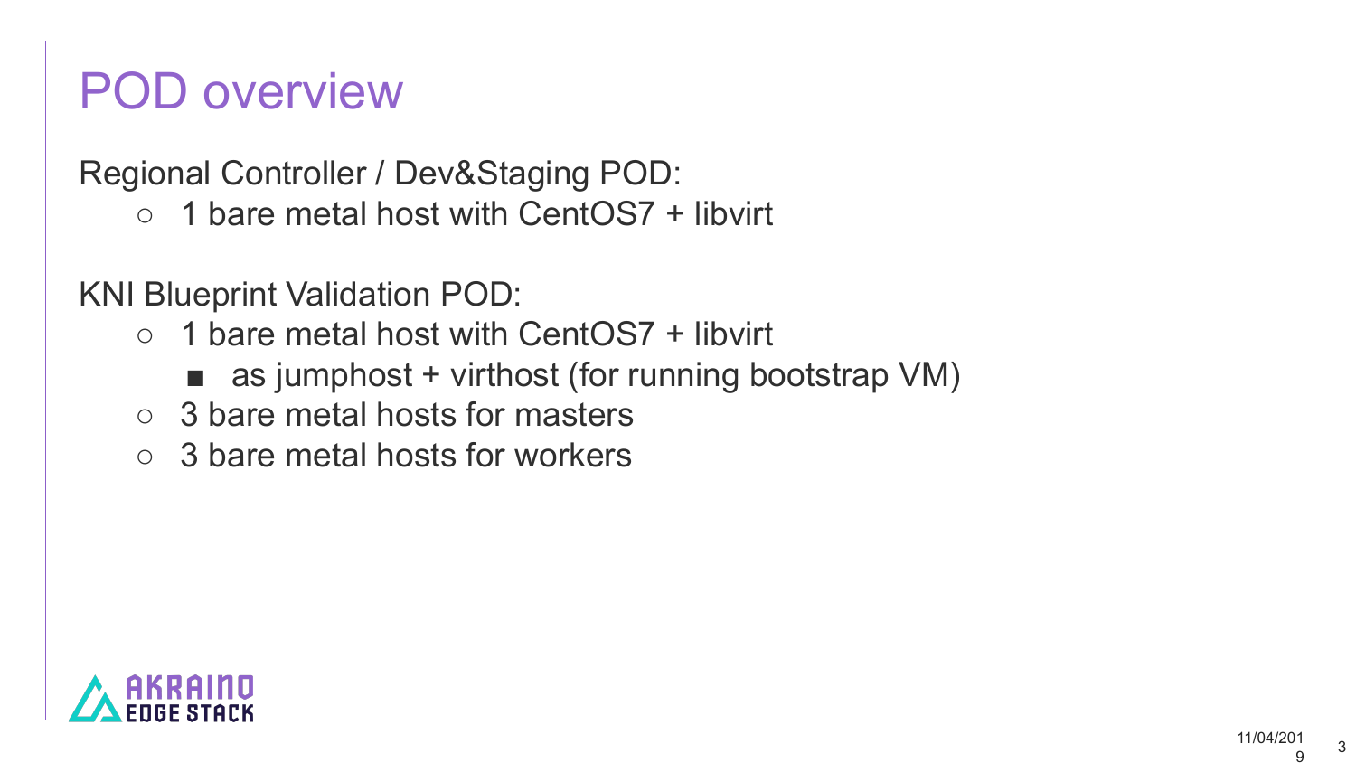# POD overview

Regional Controller / Dev&Staging POD:

- 1 bare metal host with CentOS7 + libvirt

KNI Blueprint Validation POD:

- 1 bare metal host with CentOS7 + libvirt
  - as jumphost + virthost (for running bootstrap VM)
- 3 bare metal hosts for masters
- 3 bare metal hosts for workers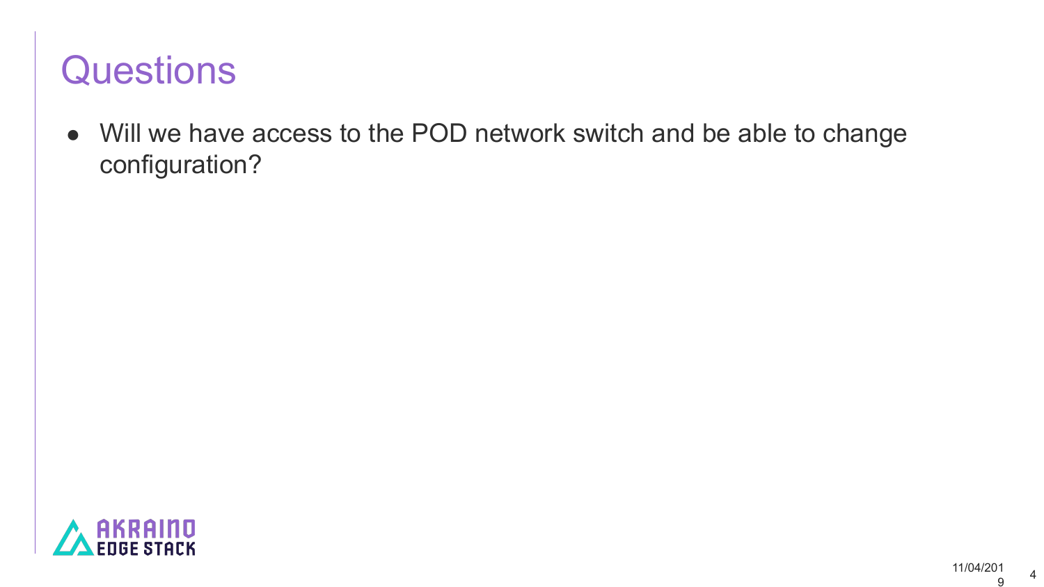# Questions

- Will we have access to the POD network switch and be able to change configuration?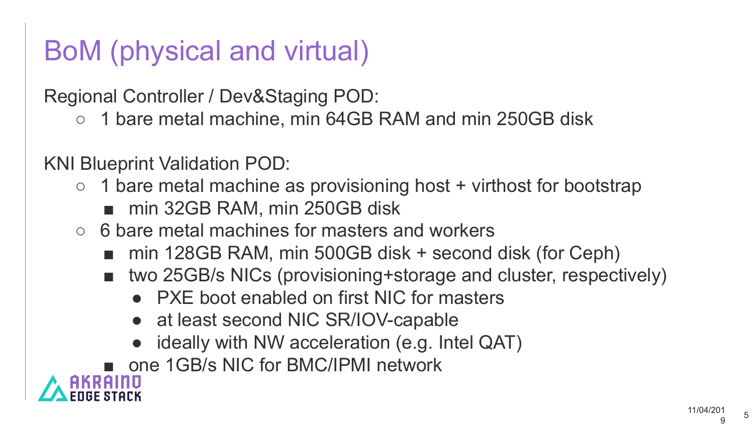# BoM (physical and virtual)

Regional Controller / Dev&Staging POD:

- 1 bare metal machine, min 64GB RAM and min 250GB disk

KNI Blueprint Validation POD:

- 1 bare metal machine as provisioning host + virthost for bootstrap
  - min 32GB RAM, min 250GB disk
- 6 bare metal machines for masters and workers
  - min 128GB RAM, min 500GB disk + second disk (for Ceph)
  - two 25GB/s NICs (provisioning+storage and cluster, respectively)
    - PXE boot enabled on first NIC for masters
    - at least second NIC SR/IOV-capable
    - ideally with NW acceleration (e.g. Intel QAT)
  - one 1GB/s NIC for BMC/IPMI network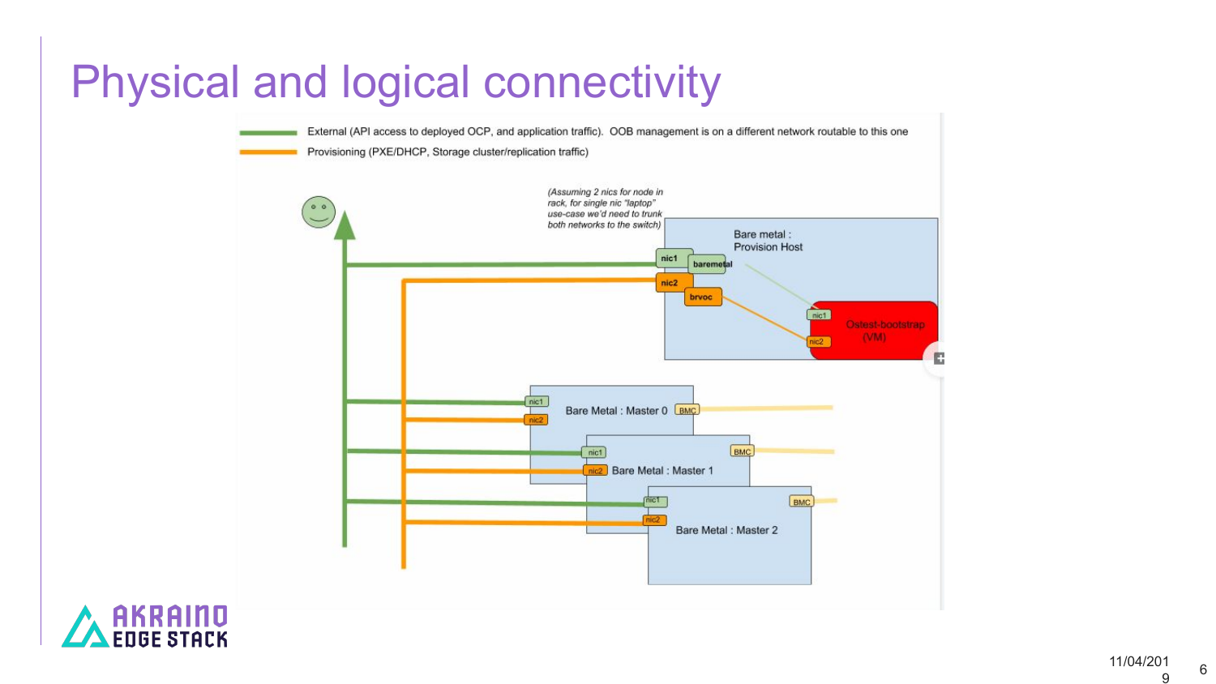# Physical and logical connectivity

External (API access to deployed OCP, and application traffic). OOB management is on a different network routable to this one

Provisioning (PXE/DHCP, Storage cluster/replication traffic)

*(Assuming 2 nics for node in rack, for single nic "laptop" use-case we'd need to trunk both networks to the switch)*

Bare metal : Provision Host

nic1

baremetal

nic2

brvoc

nic1

nic2

Ostest-bootstrap (VM)

Bare Metal : Master 0

Bare Metal : Master 1

Bare Metal : Master 2

BMC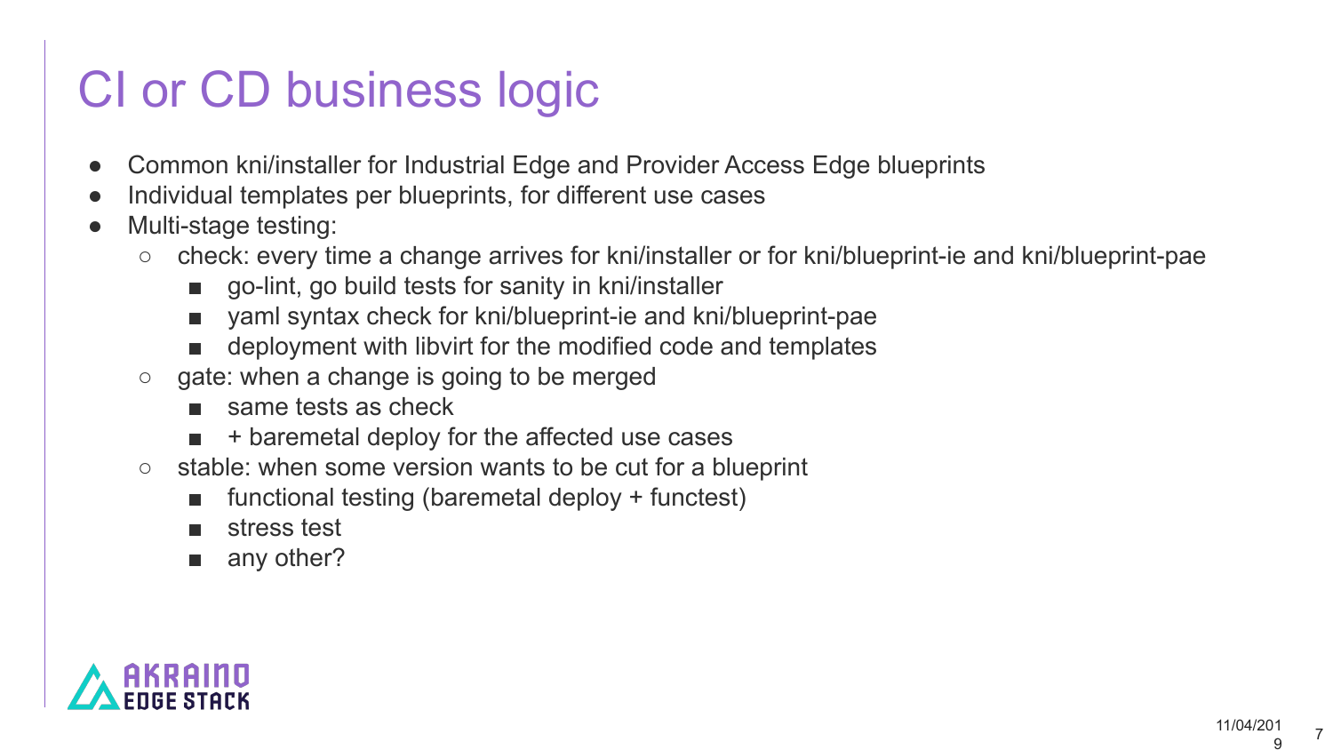# CI or CD business logic

- Common kni/installer for Industrial Edge and Provider Access Edge blueprints
- Individual templates per blueprints, for different use cases
- Multi-stage testing:
  - check: every time a change arrives for kni/installer or for kni/blueprint-ie and kni/blueprint-pae
    - go-lint, go build tests for sanity in kni/installer
    - yaml syntax check for kni/blueprint-ie and kni/blueprint-pae
    - deployment with libvirt for the modified code and templates
  - gate: when a change is going to be merged
    - same tests as check
    - + baremetal deploy for the affected use cases
  - stable: when some version wants to be cut for a blueprint
    - functional testing (baremetal deploy + functest)
    - stress test
    - any other?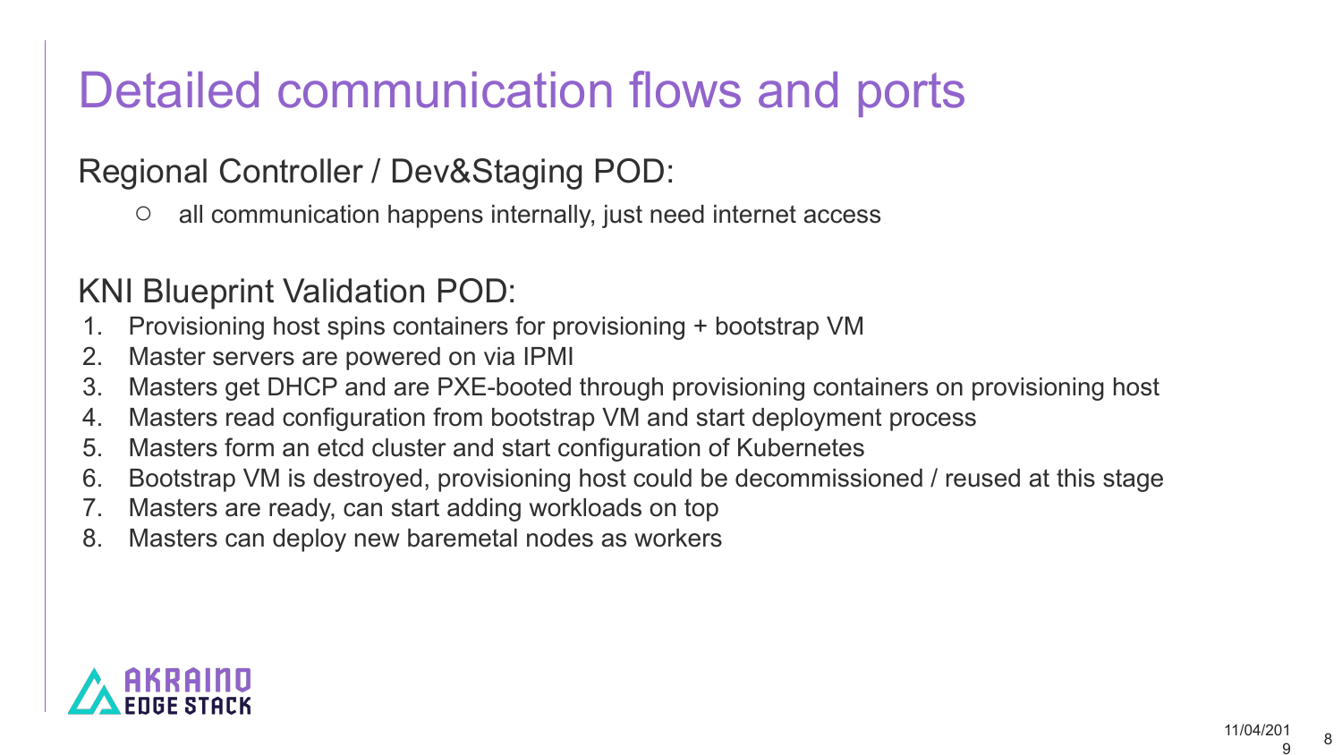# Detailed communication flows and ports

## Regional Controller / Dev&Staging POD:

- all communication happens internally, just need internet access

## KNI Blueprint Validation POD:

1. Provisioning host spins containers for provisioning + bootstrap VM
2. Master servers are powered on via IPMI
3. Masters get DHCP and are PXE-booted through provisioning containers on provisioning host
4. Masters read configuration from bootstrap VM and start deployment process
5. Masters form an etcd cluster and start configuration of Kubernetes
6. Bootstrap VM is destroyed, provisioning host could be decommissioned / reused at this stage
7. Masters are ready, can start adding workloads on top
8. Masters can deploy new baremetal nodes as workers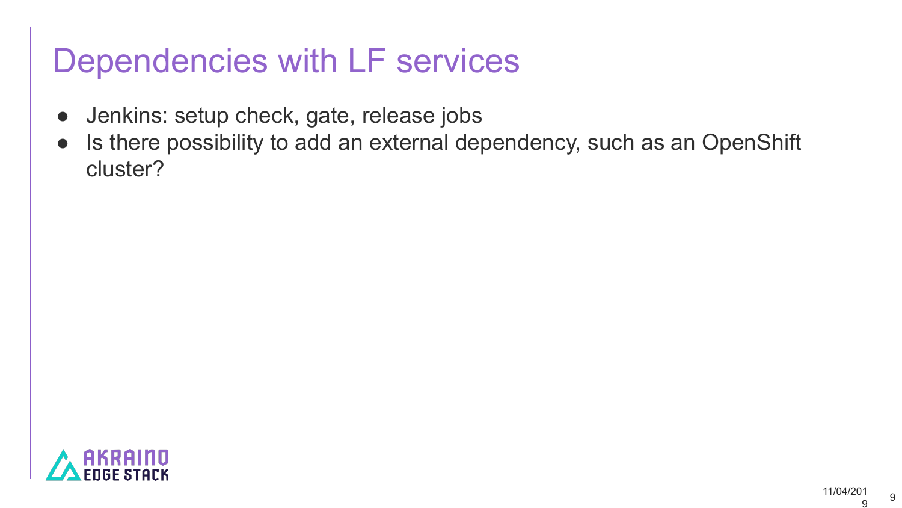# Dependencies with LF services

- Jenkins: setup check, gate, release jobs
- Is there possibility to add an external dependency, such as an OpenShift cluster?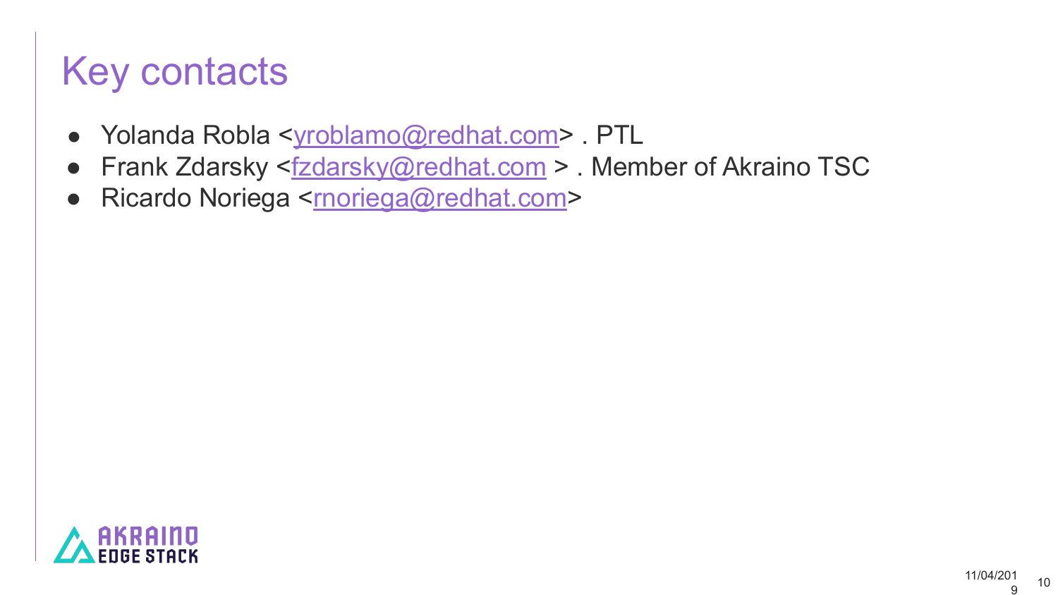# Key contacts

- Yolanda Robla <yroblamo@redhat.com> . PTL
- Frank Zdarsky <fzdarsky@redhat.com > . Member of Akraino TSC
- Ricardo Noriega <rnoriega@redhat.com>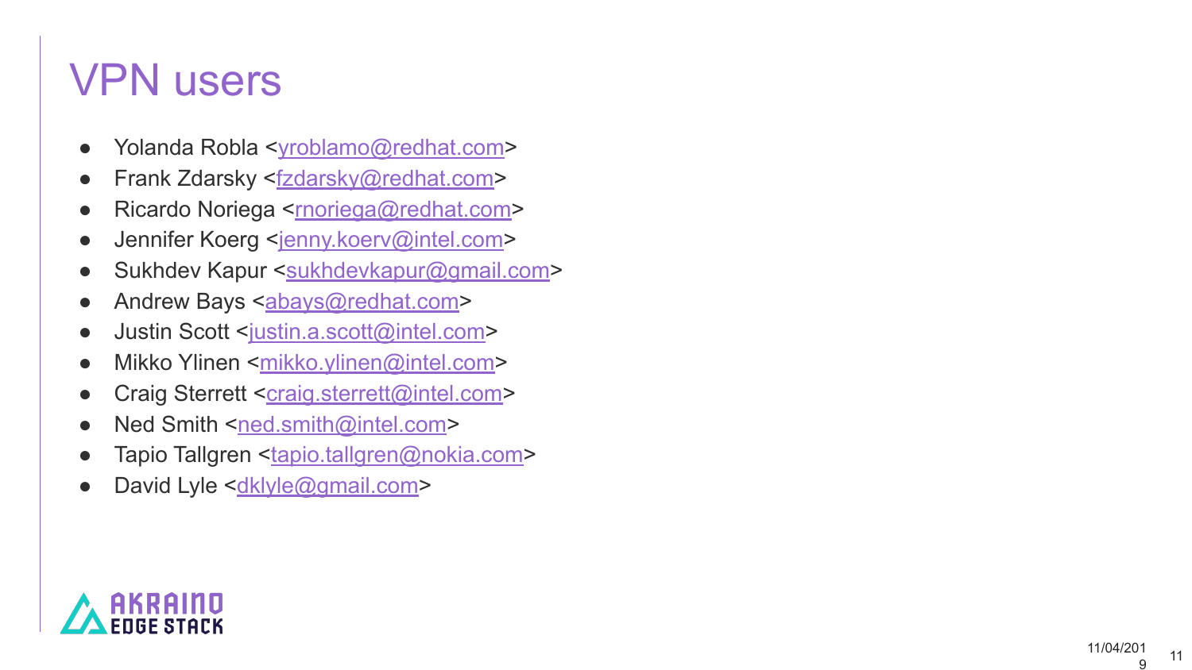# VPN users

- Yolanda Robla <yroblamo@redhat.com>
- Frank Zdarsky <fzdarsky@redhat.com>
- Ricardo Noriega <rnoriega@redhat.com>
- Jennifer Koerg <jenny.koerv@intel.com>
- Sukhdev Kapur <sukhdevkapur@gmail.com>
- Andrew Bays <abays@redhat.com>
- Justin Scott <justin.a.scott@intel.com>
- Mikko Ylinen <mikko.ylinen@intel.com>
- Craig Sterrett <craig.sterrett@intel.com>
- Ned Smith <ned.smith@intel.com>
- Tapio Tallgren <tapio.tallgren@nokia.com>
- David Lyle <dklyle@gmail.com>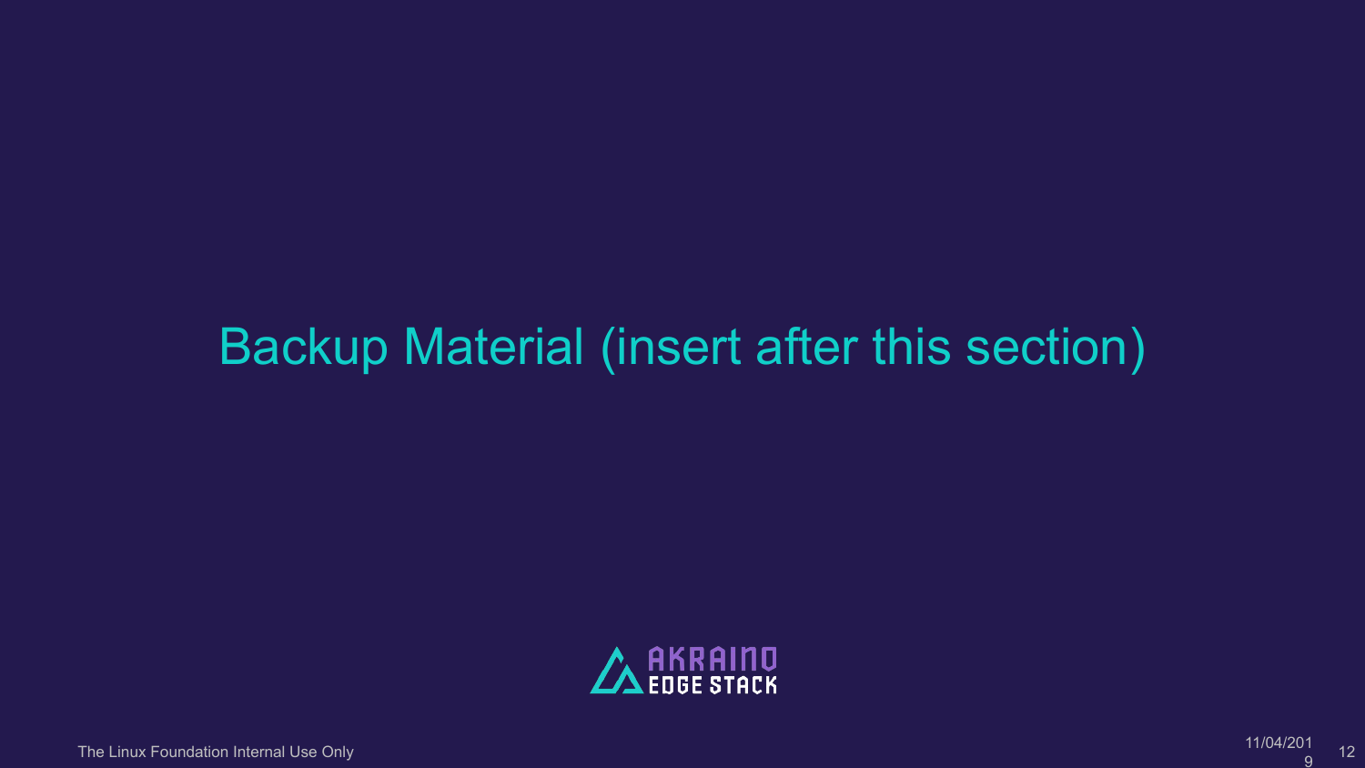# Backup Material (insert after this section)

AKRAINO EDGE STACK

The Linux Foundation Internal Use Only

11/04/2019